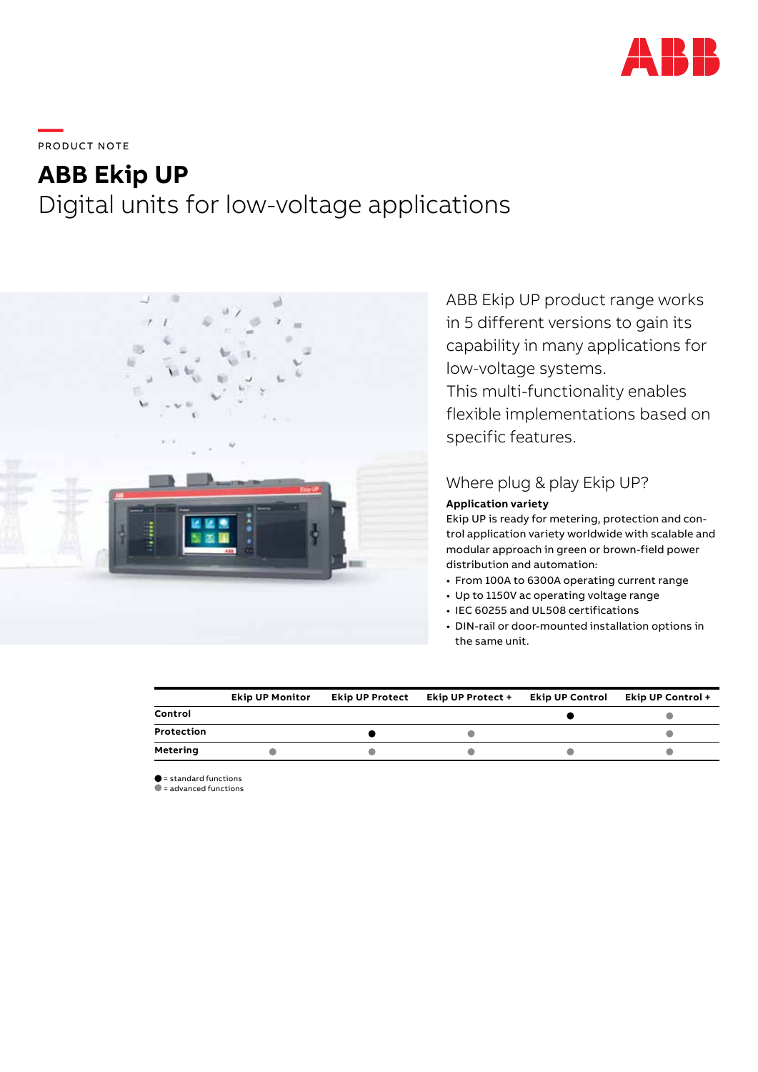PRODUCT NOTE

# ABB Ekip UP

## Digital units for low-voltage applications

ABB Ekip UP product range works in 5 different versions to gain its capability in many applications for low-voltage systems.
This multi-functionality enables flexible implementations based on specific features.

### Where plug & play Ekip UP?

**Application variety**

Ekip UP is ready for metering, protection and control application variety worldwide with scalable and modular approach in green or brown-field power distribution and automation:

- From 100A to 6300A operating current range
- Up to 1150V ac operating voltage range
- IEC 60255 and UL508 certifications
- DIN-rail or door-mounted installation options in the same unit.

| | Ekip UP Monitor | Ekip UP Protect | Ekip UP Protect + | Ekip UP Control | Ekip UP Control + |
|---|---|---|---|---|---|
| Control | | | | ● (standard) | ● (advanced) |
| Protection | | ● (standard) | ● (advanced) | | ● (advanced) |
| Metering | ● (advanced) | ● (advanced) | ● (advanced) | ● (advanced) | ● (advanced) |

● (black) = standard functions
● (grey) = advanced functions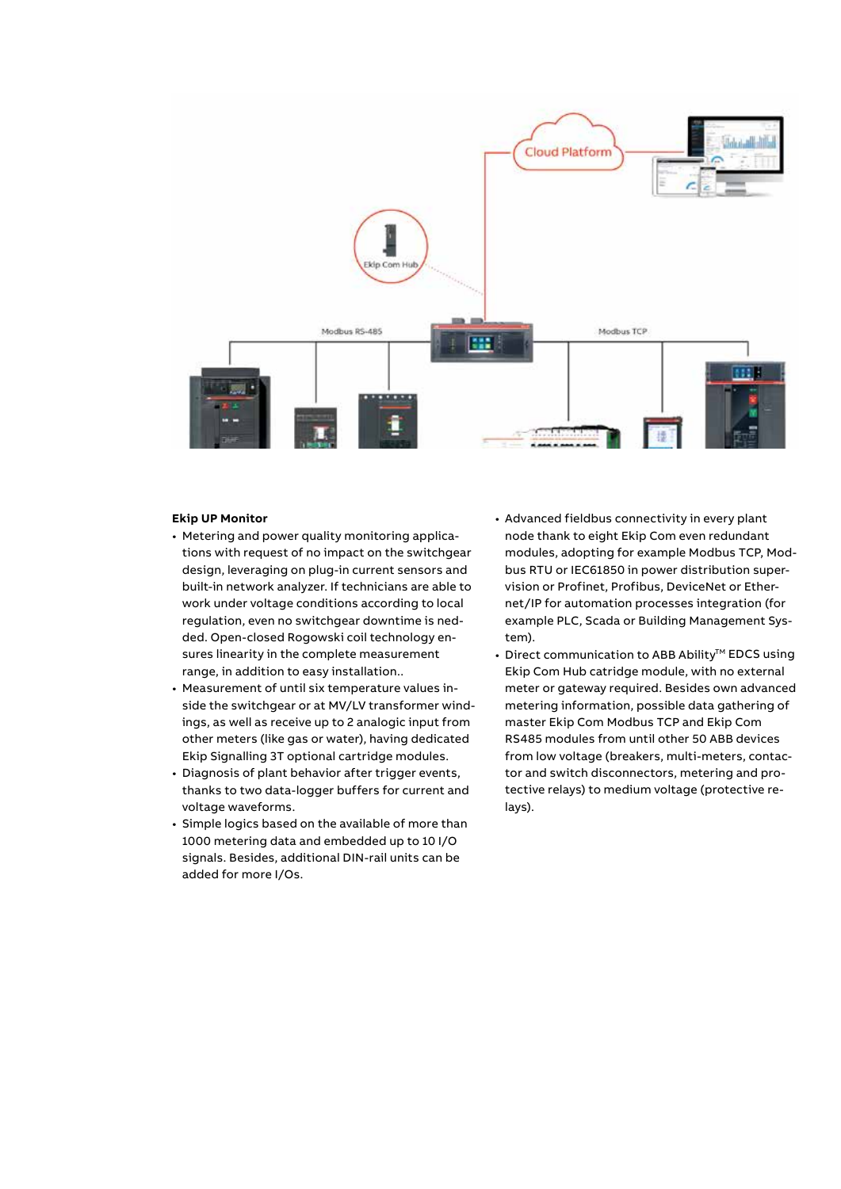**Ekip UP Monitor**

- Metering and power quality monitoring applications with request of no impact on the switchgear design, leveraging on plug-in current sensors and built-in network analyzer. If technicians are able to work under voltage conditions according to local regulation, even no switchgear downtime is nedded. Open-closed Rogowski coil technology ensures linearity in the complete measurement range, in addition to easy installation..
- Measurement of until six temperature values inside the switchgear or at MV/LV transformer windings, as well as receive up to 2 analogic input from other meters (like gas or water), having dedicated Ekip Signalling 3T optional cartridge modules.
- Diagnosis of plant behavior after trigger events, thanks to two data-logger buffers for current and voltage waveforms.
- Simple logics based on the available of more than 1000 metering data and embedded up to 10 I/O signals. Besides, additional DIN-rail units can be added for more I/Os.
- Advanced fieldbus connectivity in every plant node thank to eight Ekip Com even redundant modules, adopting for example Modbus TCP, Modbus RTU or IEC61850 in power distribution supervision or Profinet, Profibus, DeviceNet or Ethernet/IP for automation processes integration (for example PLC, Scada or Building Management System).
- Direct communication to ABB Ability[TM] EDCS using Ekip Com Hub catridge module, with no external meter or gateway required. Besides own advanced metering information, possible data gathering of master Ekip Com Modbus TCP and Ekip Com RS485 modules from until other 50 ABB devices from low voltage (breakers, multi-meters, contactor and switch disconnectors, metering and protective relays) to medium voltage (protective relays).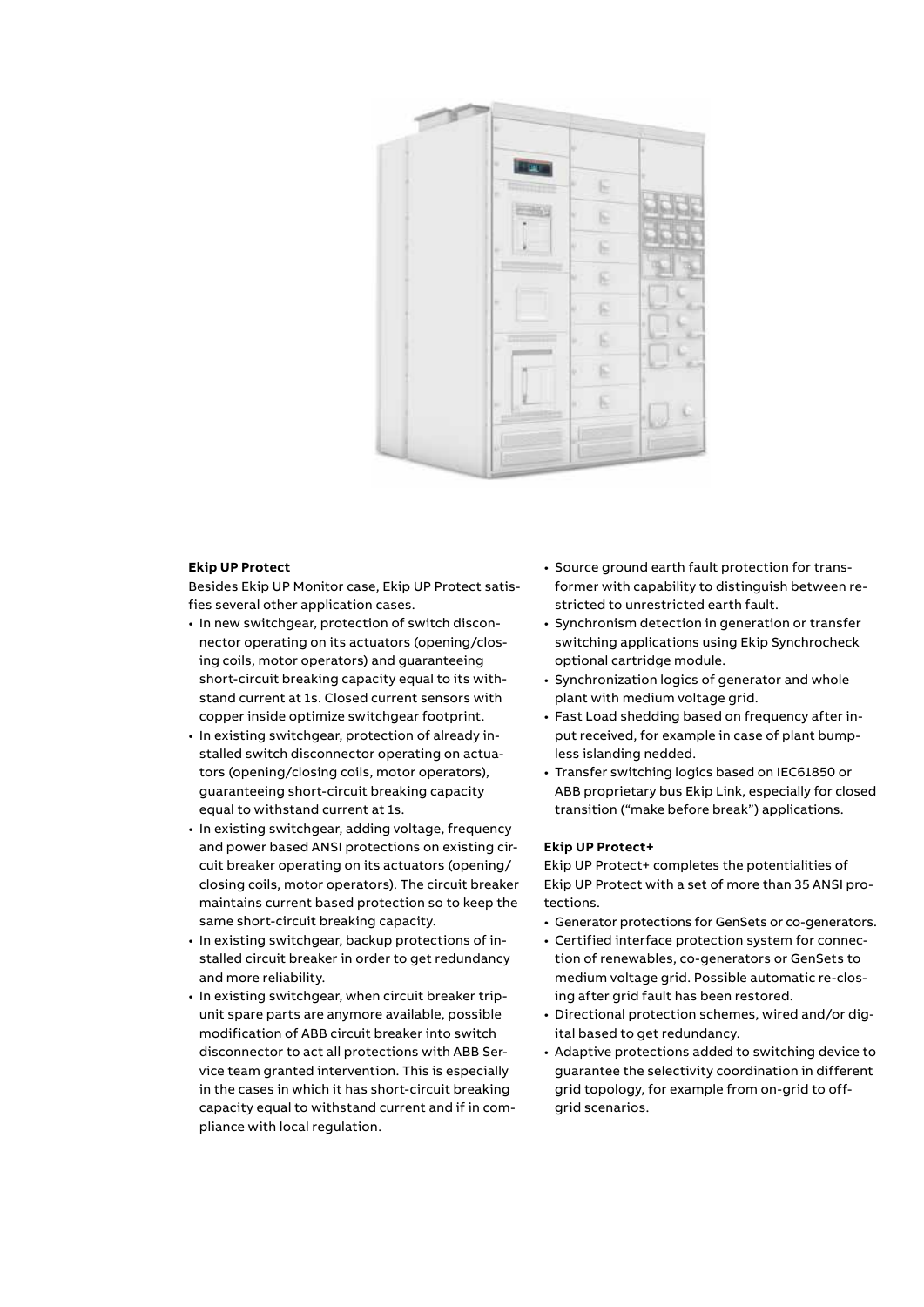**Ekip UP Protect**

Besides Ekip UP Monitor case, Ekip UP Protect satisfies several other application cases.

- In new switchgear, protection of switch disconnector operating on its actuators (opening/closing coils, motor operators) and guaranteeing short-circuit breaking capacity equal to its withstand current at 1s. Closed current sensors with copper inside optimize switchgear footprint.
- In existing switchgear, protection of already installed switch disconnector operating on actuators (opening/closing coils, motor operators), guaranteeing short-circuit breaking capacity equal to withstand current at 1s.
- In existing switchgear, adding voltage, frequency and power based ANSI protections on existing circuit breaker operating on its actuators (opening/closing coils, motor operators). The circuit breaker maintains current based protection so to keep the same short-circuit breaking capacity.
- In existing switchgear, backup protections of installed circuit breaker in order to get redundancy and more reliability.
- In existing switchgear, when circuit breaker trip-unit spare parts are anymore available, possible modification of ABB circuit breaker into switch disconnector to act all protections with ABB Service team granted intervention. This is especially in the cases in which it has short-circuit breaking capacity equal to withstand current and if in compliance with local regulation.
- Source ground earth fault protection for transformer with capability to distinguish between restricted to unrestricted earth fault.
- Synchronism detection in generation or transfer switching applications using Ekip Synchrocheck optional cartridge module.
- Synchronization logics of generator and whole plant with medium voltage grid.
- Fast Load shedding based on frequency after input received, for example in case of plant bumpless islanding nedded.
- Transfer switching logics based on IEC61850 or ABB proprietary bus Ekip Link, especially for closed transition ("make before break") applications.

**Ekip UP Protect+**

Ekip UP Protect+ completes the potentialities of Ekip UP Protect with a set of more than 35 ANSI protections.

- Generator protections for GenSets or co-generators.
- Certified interface protection system for connection of renewables, co-generators or GenSets to medium voltage grid. Possible automatic re-closing after grid fault has been restored.
- Directional protection schemes, wired and/or digital based to get redundancy.
- Adaptive protections added to switching device to guarantee the selectivity coordination in different grid topology, for example from on-grid to off-grid scenarios.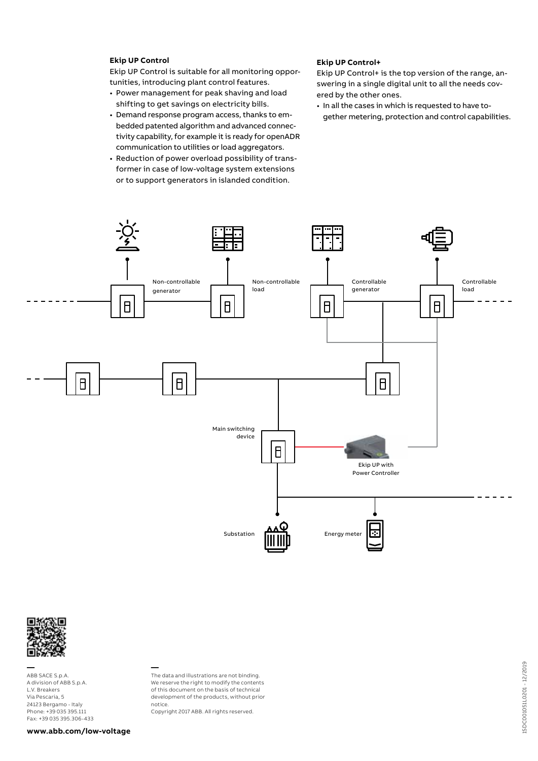**Ekip UP Control**

Ekip UP Control is suitable for all monitoring opportunities, introducing plant control features.

- Power management for peak shaving and load shifting to get savings on electricity bills.
- Demand response program access, thanks to embedded patented algorithm and advanced connectivity capability, for example it is ready for openADR communication to utilities or load aggregators.
- Reduction of power overload possibility of transformer in case of low-voltage system extensions or to support generators in islanded condition.

**Ekip UP Control+**

Ekip UP Control+ is the top version of the range, answering in a single digital unit to all the needs covered by the other ones.

- In all the cases in which is requested to have together metering, protection and control capabilities.

Non-controllable generator

Non-controllable load

Controllable generator

Controllable load

Main switching device

Ekip UP with Power Controller

Substation

Energy meter

ABB SACE S.p.A.
A division of ABB S.p.A.
L.V. Breakers
Via Pescaria, 5
24123 Bergamo - Italy
Phone: +39 035 395.111
Fax: +39 035 395.306-433

**www.abb.com/low-voltage**

The data and illustrations are not binding. We reserve the right to modify the contents of this document on the basis of technical development of the products, without prior notice.
Copyright 2017 ABB. All rights reserved.

1SDC001051L0201 - 12/2019